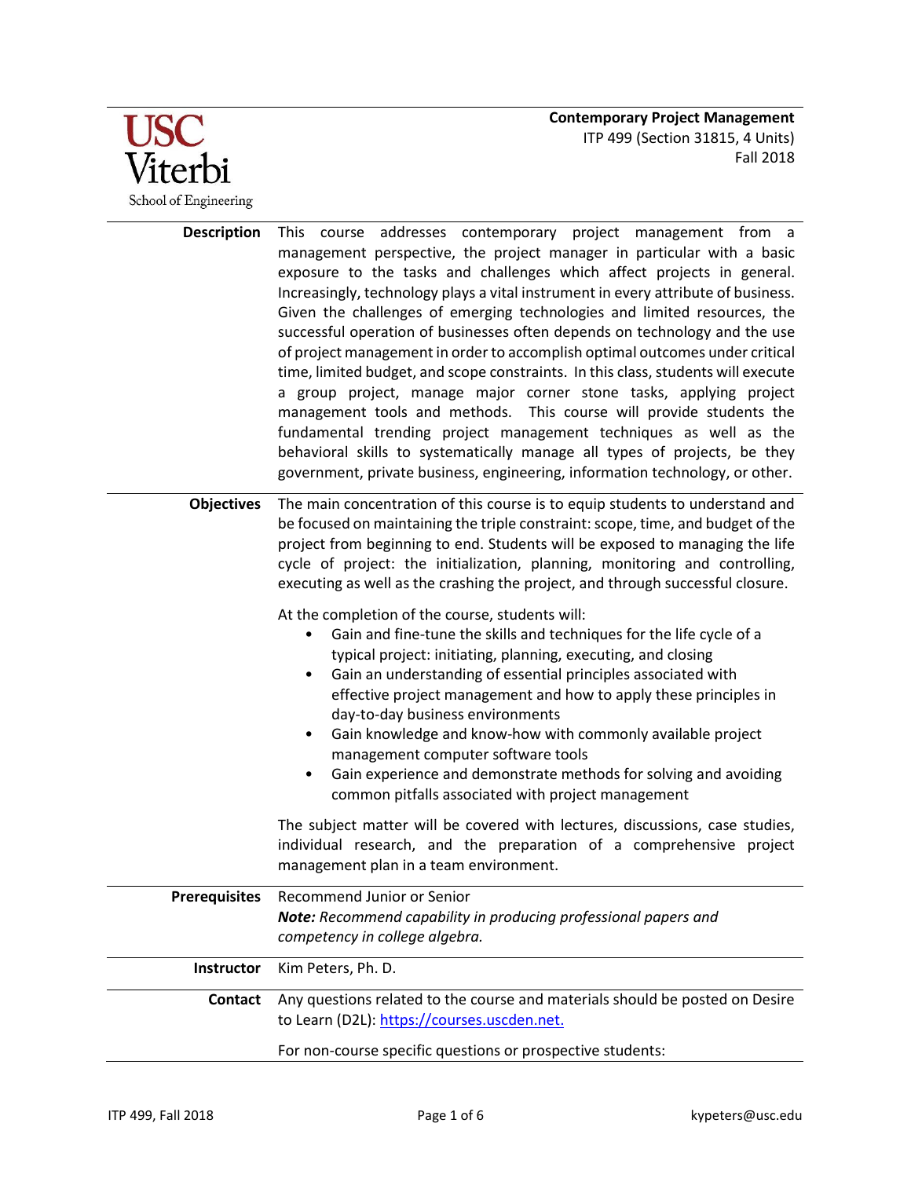**Contemporary Project Management**
ITP 499 (Section 31815, 4 Units)
Fall 2018

USC Viterbi School of Engineering

**Description**

This course addresses contemporary project management from a management perspective, the project manager in particular with a basic exposure to the tasks and challenges which affect projects in general. Increasingly, technology plays a vital instrument in every attribute of business. Given the challenges of emerging technologies and limited resources, the successful operation of businesses often depends on technology and the use of project management in order to accomplish optimal outcomes under critical time, limited budget, and scope constraints. In this class, students will execute a group project, manage major corner stone tasks, applying project management tools and methods. This course will provide students the fundamental trending project management techniques as well as the behavioral skills to systematically manage all types of projects, be they government, private business, engineering, information technology, or other.

**Objectives**

The main concentration of this course is to equip students to understand and be focused on maintaining the triple constraint: scope, time, and budget of the project from beginning to end. Students will be exposed to managing the life cycle of project: the initialization, planning, monitoring and controlling, executing as well as the crashing the project, and through successful closure.

At the completion of the course, students will:

- Gain and fine-tune the skills and techniques for the life cycle of a typical project: initiating, planning, executing, and closing
- Gain an understanding of essential principles associated with effective project management and how to apply these principles in day-to-day business environments
- Gain knowledge and know-how with commonly available project management computer software tools
- Gain experience and demonstrate methods for solving and avoiding common pitfalls associated with project management

The subject matter will be covered with lectures, discussions, case studies, individual research, and the preparation of a comprehensive project management plan in a team environment.

**Prerequisites**

Recommend Junior or Senior
***Note:*** *Recommend capability in producing professional papers and competency in college algebra.*

**Instructor**

Kim Peters, Ph. D.

**Contact**

Any questions related to the course and materials should be posted on Desire to Learn (D2L): https://courses.uscden.net.

For non-course specific questions or prospective students: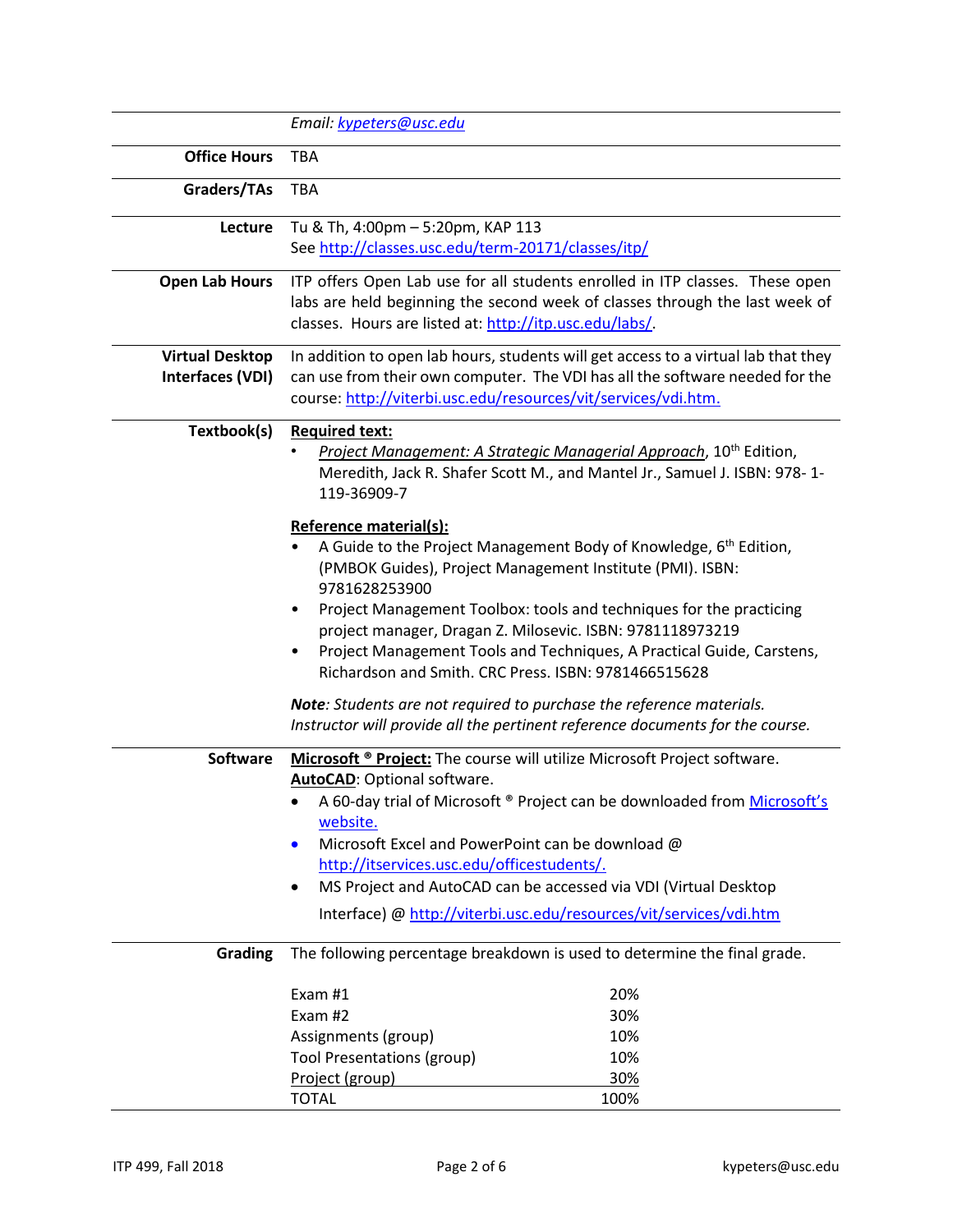| | |
|---|---|
| | *Email: [kypeters@usc.edu](mailto:kypeters@usc.edu)* |
| **Office Hours** | TBA |
| **Graders/TAs** | TBA |
| **Lecture** | Tu & Th, 4:00pm – 5:20pm, KAP 113<br>See http://classes.usc.edu/term-20171/classes/itp/ |
| **Open Lab Hours** | ITP offers Open Lab use for all students enrolled in ITP classes. These open labs are held beginning the second week of classes through the last week of classes. Hours are listed at: http://itp.usc.edu/labs/. |
| **Virtual Desktop Interfaces (VDI)** | In addition to open lab hours, students will get access to a virtual lab that they can use from their own computer. The VDI has all the software needed for the course: http://viterbi.usc.edu/resources/vit/services/vdi.htm. |

**Textbook(s)**

**Required text:**

- *Project Management: A Strategic Managerial Approach*, 10th Edition, Meredith, Jack R. Shafer Scott M., and Mantel Jr., Samuel J. ISBN: 978- 1-119-36909-7

**Reference material(s):**

- A Guide to the Project Management Body of Knowledge, 6th Edition, (PMBOK Guides), Project Management Institute (PMI). ISBN: 9781628253900
- Project Management Toolbox: tools and techniques for the practicing project manager, Dragan Z. Milosevic. ISBN: 9781118973219
- Project Management Tools and Techniques, A Practical Guide, Carstens, Richardson and Smith. CRC Press. ISBN: 9781466515628

***Note**: Students are not required to purchase the reference materials. Instructor will provide all the pertinent reference documents for the course.*

**Software**

**Microsoft ® Project:** The course will utilize Microsoft Project software.
**AutoCAD**: Optional software.

- A 60-day trial of Microsoft ® Project can be downloaded from Microsoft's website.
- Microsoft Excel and PowerPoint can be download @ http://itservices.usc.edu/officestudents/.
- MS Project and AutoCAD can be accessed via VDI (Virtual Desktop Interface) @ http://viterbi.usc.edu/resources/vit/services/vdi.htm

**Grading**

The following percentage breakdown is used to determine the final grade.

| Component | Percentage |
|---|---|
| Exam #1 | 20% |
| Exam #2 | 30% |
| Assignments (group) | 10% |
| Tool Presentations (group) | 10% |
| Project (group) | 30% |
| TOTAL | 100% |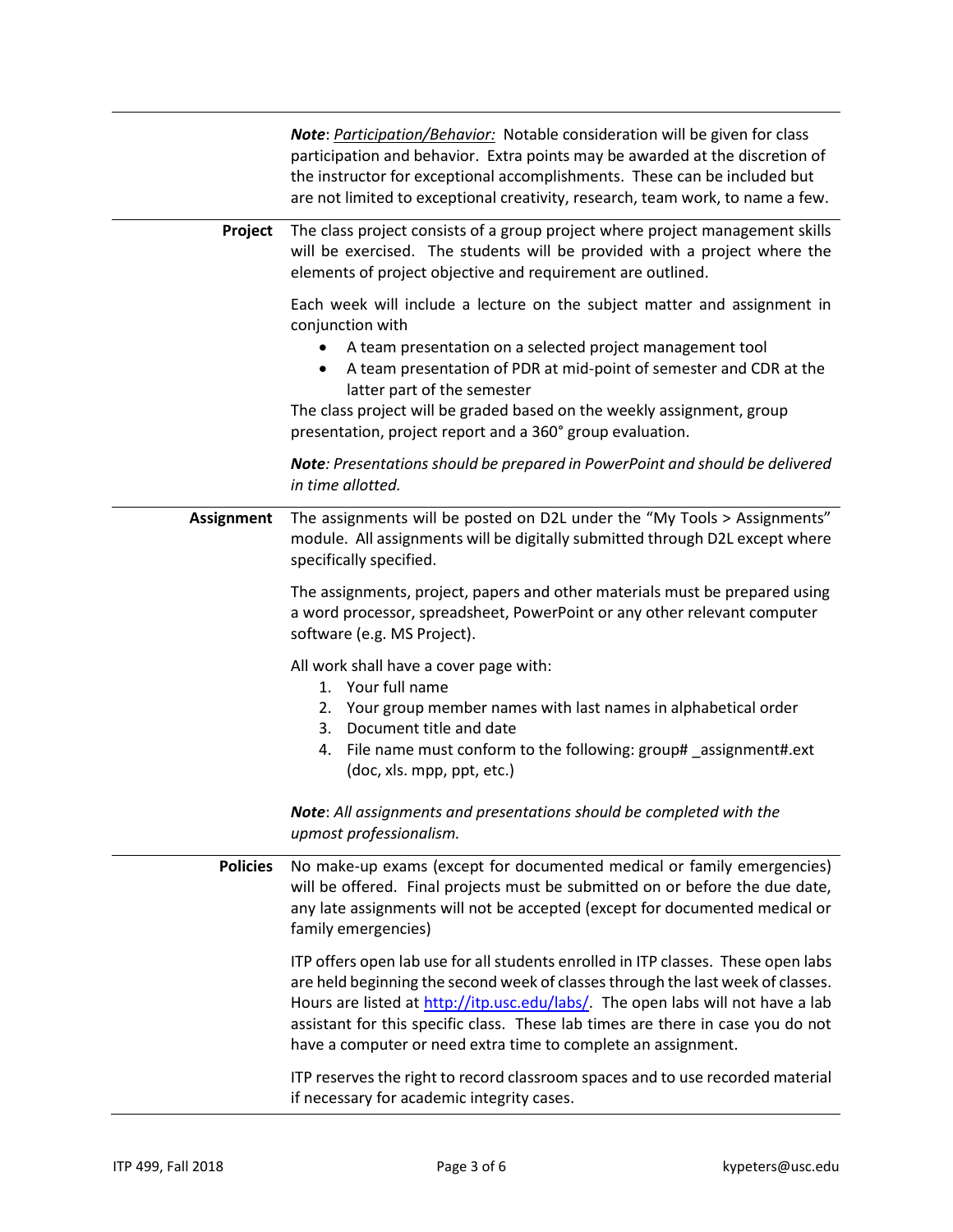***Note***: *Participation/Behavior:* Notable consideration will be given for class participation and behavior. Extra points may be awarded at the discretion of the instructor for exceptional accomplishments. These can be included but are not limited to exceptional creativity, research, team work, to name a few.

**Project**

The class project consists of a group project where project management skills will be exercised. The students will be provided with a project where the elements of project objective and requirement are outlined.

Each week will include a lecture on the subject matter and assignment in conjunction with

- A team presentation on a selected project management tool
- A team presentation of PDR at mid-point of semester and CDR at the latter part of the semester

The class project will be graded based on the weekly assignment, group presentation, project report and a 360° group evaluation.

***Note****: Presentations should be prepared in PowerPoint and should be delivered in time allotted.*

**Assignment**

The assignments will be posted on D2L under the "My Tools > Assignments" module. All assignments will be digitally submitted through D2L except where specifically specified.

The assignments, project, papers and other materials must be prepared using a word processor, spreadsheet, PowerPoint or any other relevant computer software (e.g. MS Project).

All work shall have a cover page with:

1. Your full name
2. Your group member names with last names in alphabetical order
3. Document title and date
4. File name must conform to the following: group# _assignment#.ext (doc, xls. mpp, ppt, etc.)

***Note***: *All assignments and presentations should be completed with the upmost professionalism.*

**Policies**

No make-up exams (except for documented medical or family emergencies) will be offered. Final projects must be submitted on or before the due date, any late assignments will not be accepted (except for documented medical or family emergencies)

ITP offers open lab use for all students enrolled in ITP classes. These open labs are held beginning the second week of classes through the last week of classes. Hours are listed at [http://itp.usc.edu/labs/](http://itp.usc.edu/labs/). The open labs will not have a lab assistant for this specific class. These lab times are there in case you do not have a computer or need extra time to complete an assignment.

ITP reserves the right to record classroom spaces and to use recorded material if necessary for academic integrity cases.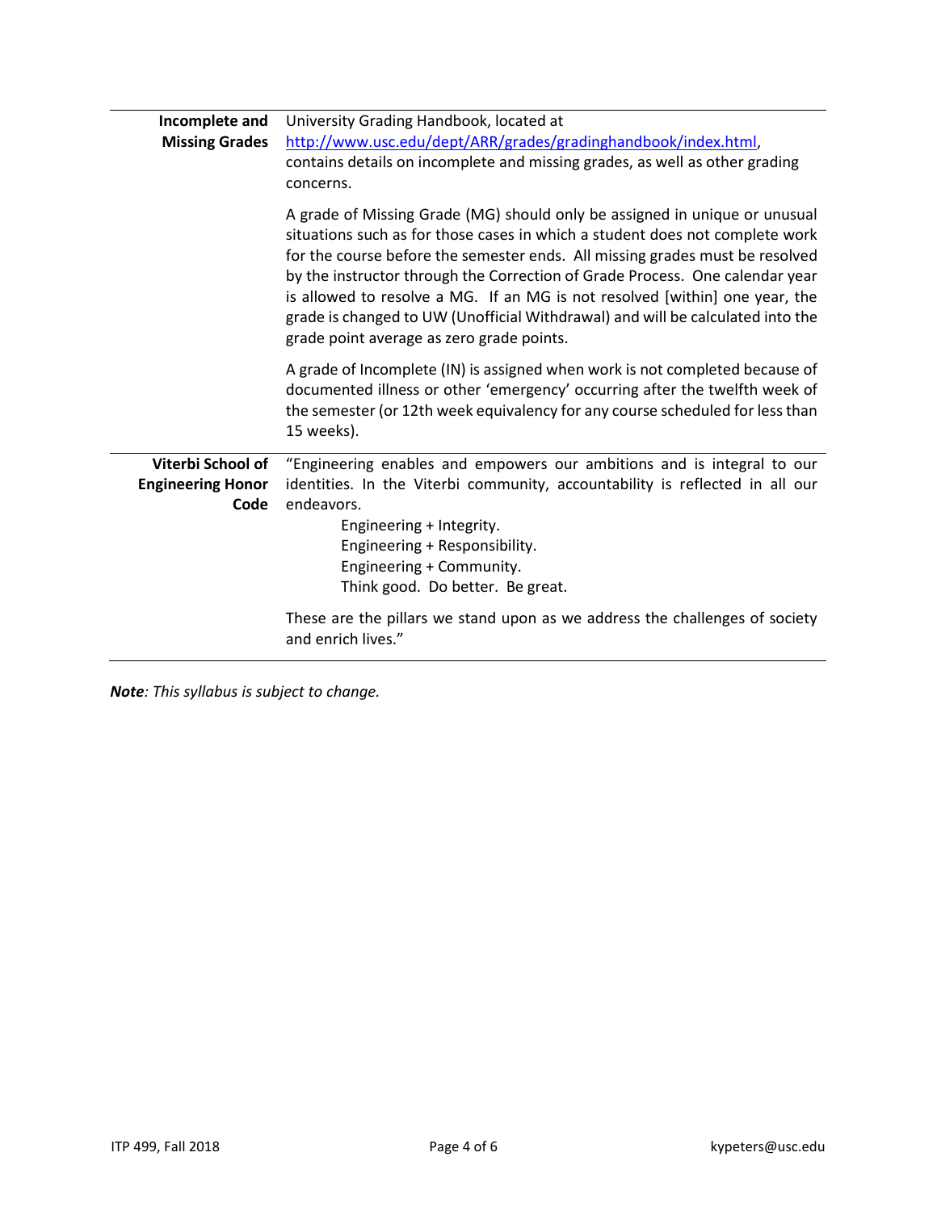| | |
|---|---|
| **Incomplete and Missing Grades** | University Grading Handbook, located at http://www.usc.edu/dept/ARR/grades/gradinghandbook/index.html, contains details on incomplete and missing grades, as well as other grading concerns.<br><br>A grade of Missing Grade (MG) should only be assigned in unique or unusual situations such as for those cases in which a student does not complete work for the course before the semester ends. All missing grades must be resolved by the instructor through the Correction of Grade Process. One calendar year is allowed to resolve a MG. If an MG is not resolved [within] one year, the grade is changed to UW (Unofficial Withdrawal) and will be calculated into the grade point average as zero grade points.<br><br>A grade of Incomplete (IN) is assigned when work is not completed because of documented illness or other 'emergency' occurring after the twelfth week of the semester (or 12th week equivalency for any course scheduled for less than 15 weeks). |
| **Viterbi School of Engineering Honor Code** | "Engineering enables and empowers our ambitions and is integral to our identities. In the Viterbi community, accountability is reflected in all our endeavors.<br>Engineering + Integrity.<br>Engineering + Responsibility.<br>Engineering + Community.<br>Think good. Do better. Be great.<br><br>These are the pillars we stand upon as we address the challenges of society and enrich lives." |

***Note**: This syllabus is subject to change.*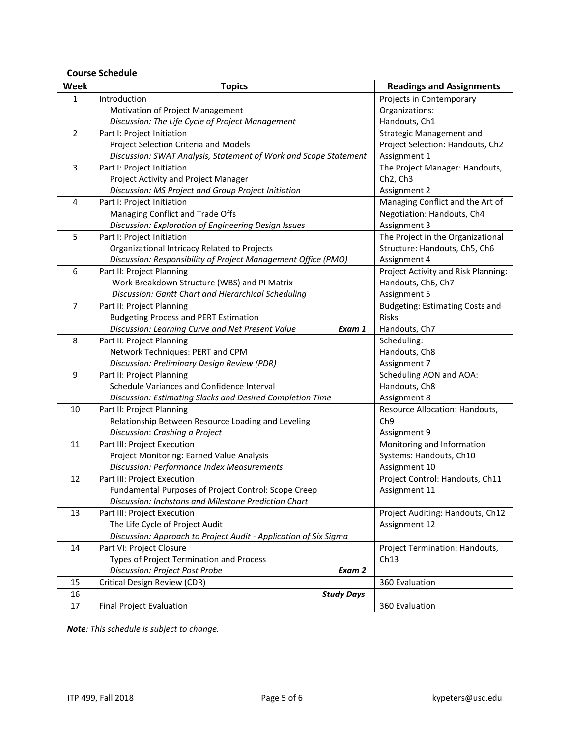**Course Schedule**

| Week | Topics | Readings and Assignments |
|---|---|---|
| 1 | Introduction<br>Motivation of Project Management<br>*Discussion: The Life Cycle of Project Management* | Projects in Contemporary Organizations:<br>Handouts, Ch1 |
| 2 | Part I: Project Initiation<br>Project Selection Criteria and Models<br>*Discussion: SWAT Analysis, Statement of Work and Scope Statement* | Strategic Management and Project Selection: Handouts, Ch2<br>Assignment 1 |
| 3 | Part I: Project Initiation<br>Project Activity and Project Manager<br>*Discussion: MS Project and Group Project Initiation* | The Project Manager: Handouts, Ch2, Ch3<br>Assignment 2 |
| 4 | Part I: Project Initiation<br>Managing Conflict and Trade Offs<br>*Discussion: Exploration of Engineering Design Issues* | Managing Conflict and the Art of Negotiation: Handouts, Ch4<br>Assignment 3 |
| 5 | Part I: Project Initiation<br>Organizational Intricacy Related to Projects<br>*Discussion: Responsibility of Project Management Office (PMO)* | The Project in the Organizational Structure: Handouts, Ch5, Ch6<br>Assignment 4 |
| 6 | Part II: Project Planning<br>Work Breakdown Structure (WBS) and PI Matrix<br>*Discussion: Gantt Chart and Hierarchical Scheduling* | Project Activity and Risk Planning: Handouts, Ch6, Ch7<br>Assignment 5 |
| 7 | Part II: Project Planning<br>Budgeting Process and PERT Estimation<br>*Discussion: Learning Curve and Net Present Value* ***Exam 1*** | Budgeting: Estimating Costs and Risks<br>Handouts, Ch7 |
| 8 | Part II: Project Planning<br>Network Techniques: PERT and CPM<br>*Discussion: Preliminary Design Review (PDR)* | Scheduling:<br>Handouts, Ch8<br>Assignment 7 |
| 9 | Part II: Project Planning<br>Schedule Variances and Confidence Interval<br>*Discussion: Estimating Slacks and Desired Completion Time* | Scheduling AON and AOA:<br>Handouts, Ch8<br>Assignment 8 |
| 10 | Part II: Project Planning<br>Relationship Between Resource Loading and Leveling<br>*Discussion: Crashing a Project* | Resource Allocation: Handouts, Ch9<br>Assignment 9 |
| 11 | Part III: Project Execution<br>Project Monitoring: Earned Value Analysis<br>*Discussion: Performance Index Measurements* | Monitoring and Information Systems: Handouts, Ch10<br>Assignment 10 |
| 12 | Part III: Project Execution<br>Fundamental Purposes of Project Control: Scope Creep<br>*Discussion: Inchstons and Milestone Prediction Chart* | Project Control: Handouts, Ch11<br>Assignment 11 |
| 13 | Part III: Project Execution<br>The Life Cycle of Project Audit<br>*Discussion: Approach to Project Audit - Application of Six Sigma* | Project Auditing: Handouts, Ch12<br>Assignment 12 |
| 14 | Part VI: Project Closure<br>Types of Project Termination and Process<br>*Discussion: Project Post Probe* ***Exam 2*** | Project Termination: Handouts, Ch13 |
| 15 | Critical Design Review (CDR) | 360 Evaluation |
| 16 | ***Study Days*** | |
| 17 | Final Project Evaluation | 360 Evaluation |

***Note****: This schedule is subject to change.*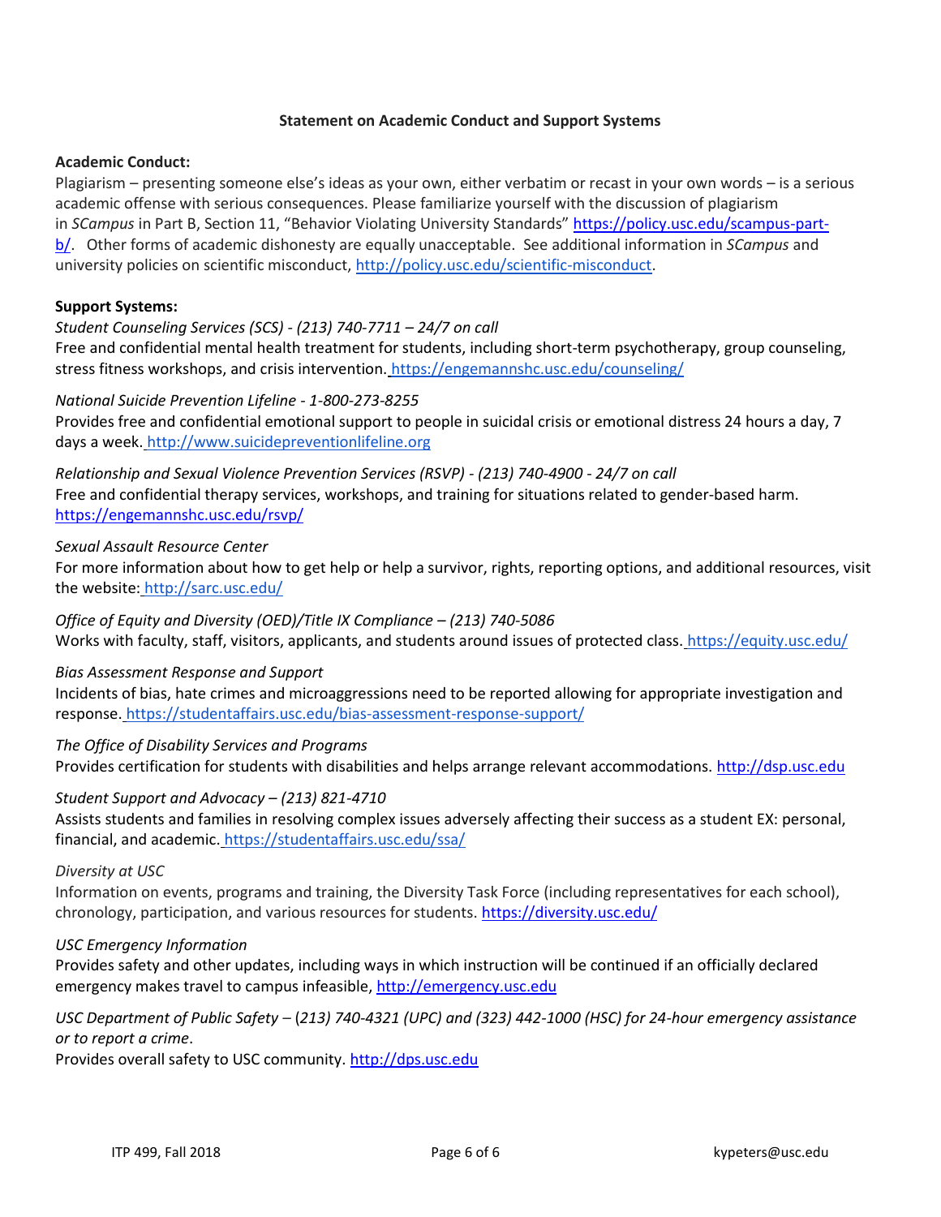**Statement on Academic Conduct and Support Systems**

**Academic Conduct:**

Plagiarism – presenting someone else's ideas as your own, either verbatim or recast in your own words – is a serious academic offense with serious consequences. Please familiarize yourself with the discussion of plagiarism in *SCampus* in Part B, Section 11, "Behavior Violating University Standards" https://policy.usc.edu/scampus-part-b/. Other forms of academic dishonesty are equally unacceptable. See additional information in *SCampus* and university policies on scientific misconduct, http://policy.usc.edu/scientific-misconduct.

**Support Systems:**

*Student Counseling Services (SCS) - (213) 740-7711 – 24/7 on call*
Free and confidential mental health treatment for students, including short-term psychotherapy, group counseling, stress fitness workshops, and crisis intervention. https://engemannshc.usc.edu/counseling/

*National Suicide Prevention Lifeline - 1-800-273-8255*
Provides free and confidential emotional support to people in suicidal crisis or emotional distress 24 hours a day, 7 days a week. http://www.suicidepreventionlifeline.org

*Relationship and Sexual Violence Prevention Services (RSVP) - (213) 740-4900 - 24/7 on call*
Free and confidential therapy services, workshops, and training for situations related to gender-based harm. https://engemannshc.usc.edu/rsvp/

*Sexual Assault Resource Center*
For more information about how to get help or help a survivor, rights, reporting options, and additional resources, visit the website: http://sarc.usc.edu/

*Office of Equity and Diversity (OED)/Title IX Compliance – (213) 740-5086*
Works with faculty, staff, visitors, applicants, and students around issues of protected class. https://equity.usc.edu/

*Bias Assessment Response and Support*
Incidents of bias, hate crimes and microaggressions need to be reported allowing for appropriate investigation and response. https://studentaffairs.usc.edu/bias-assessment-response-support/

*The Office of Disability Services and Programs*
Provides certification for students with disabilities and helps arrange relevant accommodations. http://dsp.usc.edu

*Student Support and Advocacy – (213) 821-4710*
Assists students and families in resolving complex issues adversely affecting their success as a student EX: personal, financial, and academic. https://studentaffairs.usc.edu/ssa/

*Diversity at USC*
Information on events, programs and training, the Diversity Task Force (including representatives for each school), chronology, participation, and various resources for students. https://diversity.usc.edu/

*USC Emergency Information*
Provides safety and other updates, including ways in which instruction will be continued if an officially declared emergency makes travel to campus infeasible, http://emergency.usc.edu

*USC Department of Public Safety – (213) 740-4321 (UPC) and (323) 442-1000 (HSC) for 24-hour emergency assistance or to report a crime.*
Provides overall safety to USC community. http://dps.usc.edu